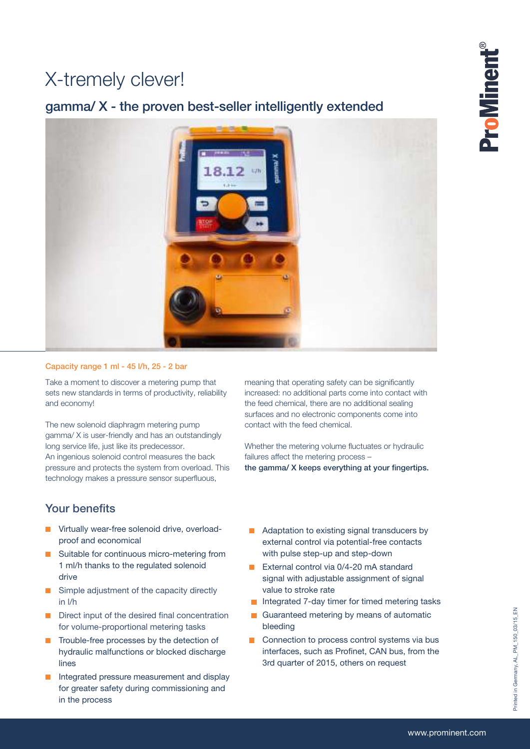# X-tremely clever!

## gamma/ X - the proven best-seller intelligently extended

Capacity range 1 ml - 45 l/h, 25 - 2 bar

Take a moment to discover a metering pump that sets new standards in terms of productivity, reliability and economy!

The new solenoid diaphragm metering pump gamma/ X is user-friendly and has an outstandingly long service life, just like its predecessor. An ingenious solenoid control measures the back pressure and protects the system from overload. This technology makes a pressure sensor superfluous, meaning that operating safety can be significantly increased: no additional parts come into contact with the feed chemical, there are no additional sealing surfaces and no electronic components come into contact with the feed chemical.

Whether the metering volume fluctuates or hydraulic failures affect the metering process – **the gamma/ X keeps everything at your fingertips.**

## Your benefits

- Virtually wear-free solenoid drive, overload-proof and economical
- Suitable for continuous micro-metering from 1 ml/h thanks to the regulated solenoid drive
- Simple adjustment of the capacity directly in l/h
- Direct input of the desired final concentration for volume-proportional metering tasks
- Trouble-free processes by the detection of hydraulic malfunctions or blocked discharge lines
- Integrated pressure measurement and display for greater safety during commissioning and in the process
- Adaptation to existing signal transducers by external control via potential-free contacts with pulse step-up and step-down
- External control via 0/4-20 mA standard signal with adjustable assignment of signal value to stroke rate
- Integrated 7-day timer for timed metering tasks
- Guaranteed metering by means of automatic bleeding
- Connection to process control systems via bus interfaces, such as Profinet, CAN bus, from the 3rd quarter of 2015, others on request

Printed in Germany, AL_PM_150_03/15_EN

www.prominent.com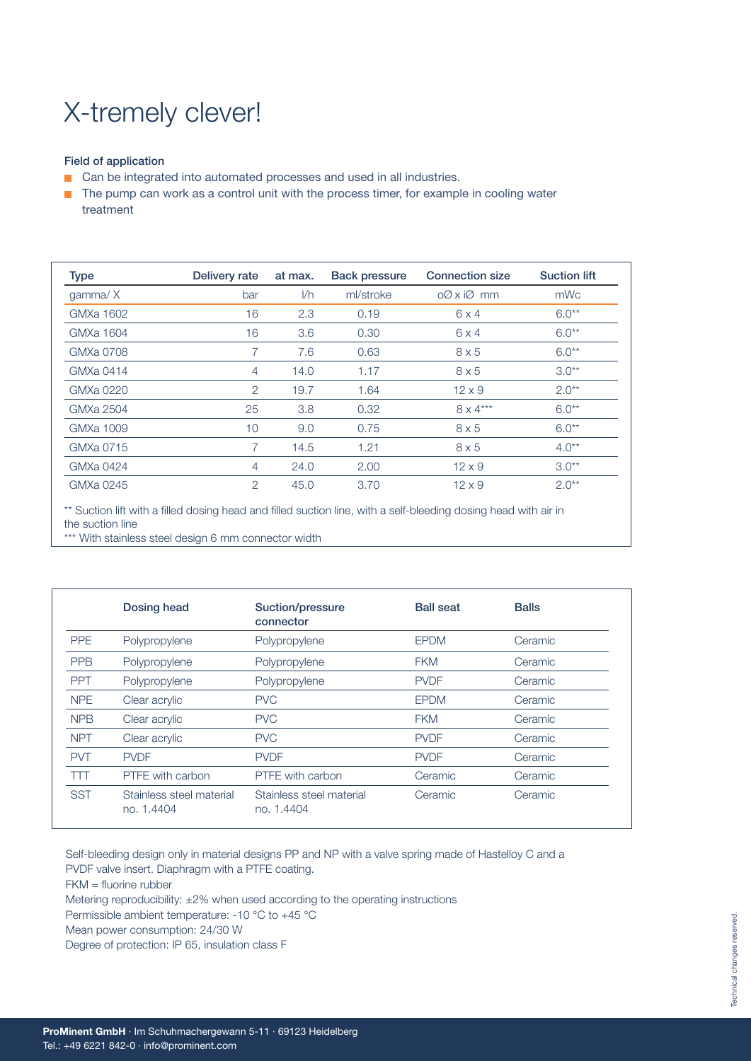# X-tremely clever!

**Field of application**

- Can be integrated into automated processes and used in all industries.
- The pump can work as a control unit with the process timer, for example in cooling water treatment

| Type | Delivery rate | at max. | Back pressure | Connection size | Suction lift |
|---|---|---|---|---|---|
| gamma/ X | bar | l/h | ml/stroke | oØ x iØ mm | mWc |
| GMXa 1602 | 16 | 2.3 | 0.19 | 6 x 4 | 6.0** |
| GMXa 1604 | 16 | 3.6 | 0.30 | 6 x 4 | 6.0** |
| GMXa 0708 | 7 | 7.6 | 0.63 | 8 x 5 | 6.0** |
| GMXa 0414 | 4 | 14.0 | 1.17 | 8 x 5 | 3.0** |
| GMXa 0220 | 2 | 19.7 | 1.64 | 12 x 9 | 2.0** |
| GMXa 2504 | 25 | 3.8 | 0.32 | 8 x 4*** | 6.0** |
| GMXa 1009 | 10 | 9.0 | 0.75 | 8 x 5 | 6.0** |
| GMXa 0715 | 7 | 14.5 | 1.21 | 8 x 5 | 4.0** |
| GMXa 0424 | 4 | 24.0 | 2.00 | 12 x 9 | 3.0** |
| GMXa 0245 | 2 | 45.0 | 3.70 | 12 x 9 | 2.0** |

** Suction lift with a filled dosing head and filled suction line, with a self-bleeding dosing head with air in the suction line

*** With stainless steel design 6 mm connector width

| | Dosing head | Suction/pressure connector | Ball seat | Balls |
|---|---|---|---|---|
| PPE | Polypropylene | Polypropylene | EPDM | Ceramic |
| PPB | Polypropylene | Polypropylene | FKM | Ceramic |
| PPT | Polypropylene | Polypropylene | PVDF | Ceramic |
| NPE | Clear acrylic | PVC | EPDM | Ceramic |
| NPB | Clear acrylic | PVC | FKM | Ceramic |
| NPT | Clear acrylic | PVC | PVDF | Ceramic |
| PVT | PVDF | PVDF | PVDF | Ceramic |
| TTT | PTFE with carbon | PTFE with carbon | Ceramic | Ceramic |
| SST | Stainless steel material no. 1.4404 | Stainless steel material no. 1.4404 | Ceramic | Ceramic |

Self-bleeding design only in material designs PP and NP with a valve spring made of Hastelloy C and a PVDF valve insert. Diaphragm with a PTFE coating.
FKM = fluorine rubber
Metering reproducibility: ±2% when used according to the operating instructions
Permissible ambient temperature: -10 °C to +45 °C
Mean power consumption: 24/30 W
Degree of protection: IP 65, insulation class F

Technical changes reserved.

**ProMinent GmbH** · Im Schuhmachergewann 5-11 · 69123 Heidelberg
Tel.: +49 6221 842-0 · info@prominent.com